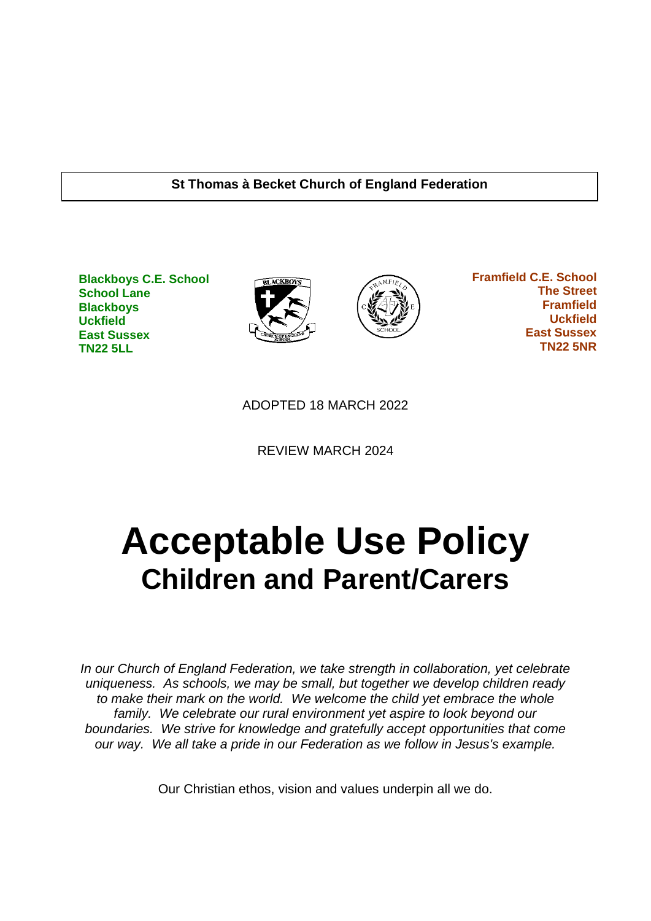**St Thomas à Becket Church of England Federation**

**Blackboys C.E. School**
**School Lane**
**Blackboys**
**Uckfield**
**East Sussex**
**TN22 5LL**

**Framfield C.E. School**
**The Street**
**Framfield**
**Uckfield**
**East Sussex**
**TN22 5NR**

ADOPTED 18 MARCH 2022

REVIEW MARCH 2024

# Acceptable Use Policy
## Children and Parent/Carers

*In our Church of England Federation, we take strength in collaboration, yet celebrate uniqueness. As schools, we may be small, but together we develop children ready to make their mark on the world. We welcome the child yet embrace the whole family. We celebrate our rural environment yet aspire to look beyond our boundaries. We strive for knowledge and gratefully accept opportunities that come our way. We all take a pride in our Federation as we follow in Jesus's example.*

Our Christian ethos, vision and values underpin all we do.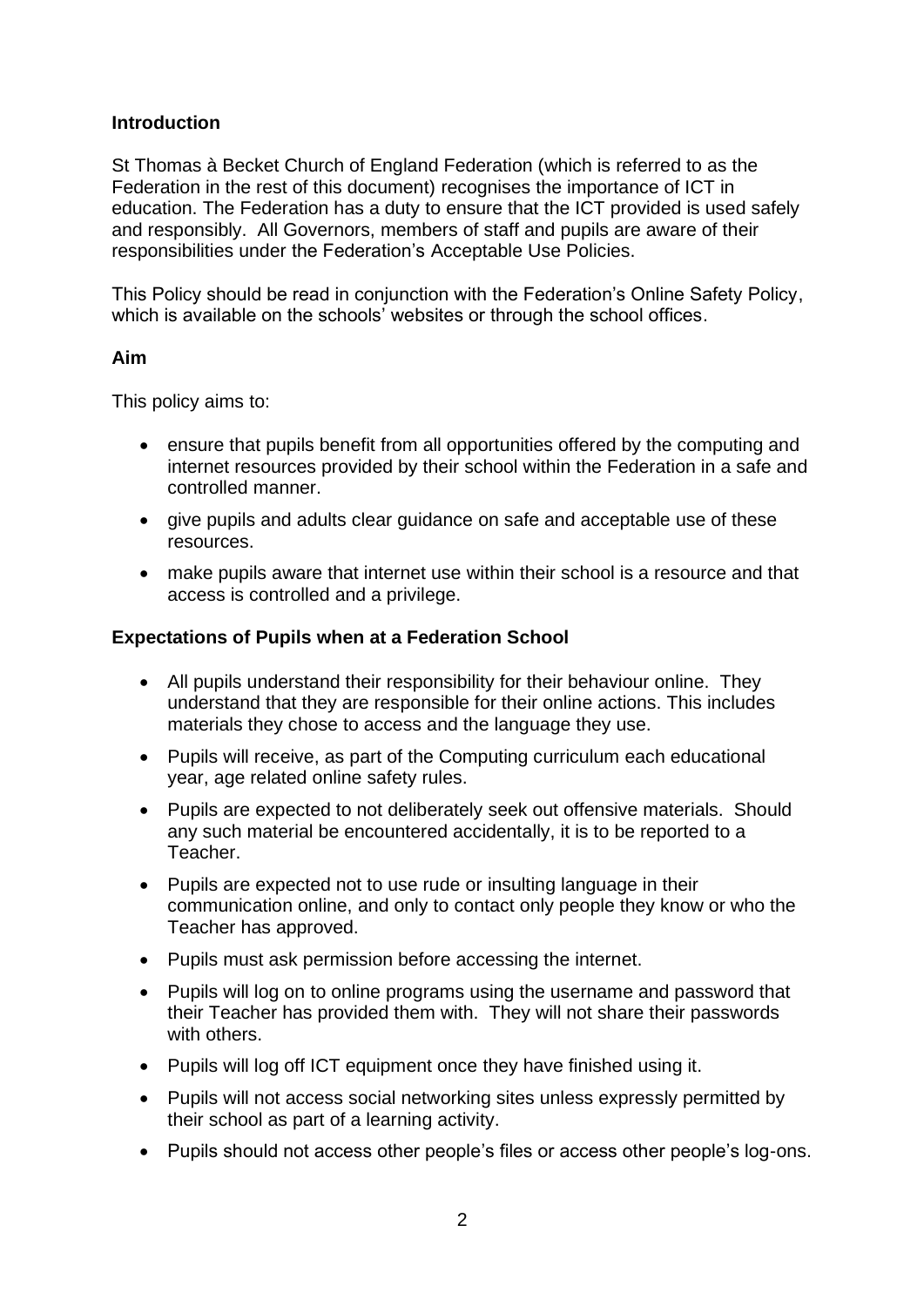**Introduction**

St Thomas à Becket Church of England Federation (which is referred to as the Federation in the rest of this document) recognises the importance of ICT in education. The Federation has a duty to ensure that the ICT provided is used safely and responsibly. All Governors, members of staff and pupils are aware of their responsibilities under the Federation's Acceptable Use Policies.

This Policy should be read in conjunction with the Federation's Online Safety Policy, which is available on the schools' websites or through the school offices.

**Aim**

This policy aims to:

- ensure that pupils benefit from all opportunities offered by the computing and internet resources provided by their school within the Federation in a safe and controlled manner.
- give pupils and adults clear guidance on safe and acceptable use of these resources.
- make pupils aware that internet use within their school is a resource and that access is controlled and a privilege.

**Expectations of Pupils when at a Federation School**

- All pupils understand their responsibility for their behaviour online. They understand that they are responsible for their online actions. This includes materials they chose to access and the language they use.
- Pupils will receive, as part of the Computing curriculum each educational year, age related online safety rules.
- Pupils are expected to not deliberately seek out offensive materials. Should any such material be encountered accidentally, it is to be reported to a Teacher.
- Pupils are expected not to use rude or insulting language in their communication online, and only to contact only people they know or who the Teacher has approved.
- Pupils must ask permission before accessing the internet.
- Pupils will log on to online programs using the username and password that their Teacher has provided them with. They will not share their passwords with others.
- Pupils will log off ICT equipment once they have finished using it.
- Pupils will not access social networking sites unless expressly permitted by their school as part of a learning activity.
- Pupils should not access other people's files or access other people's log-ons.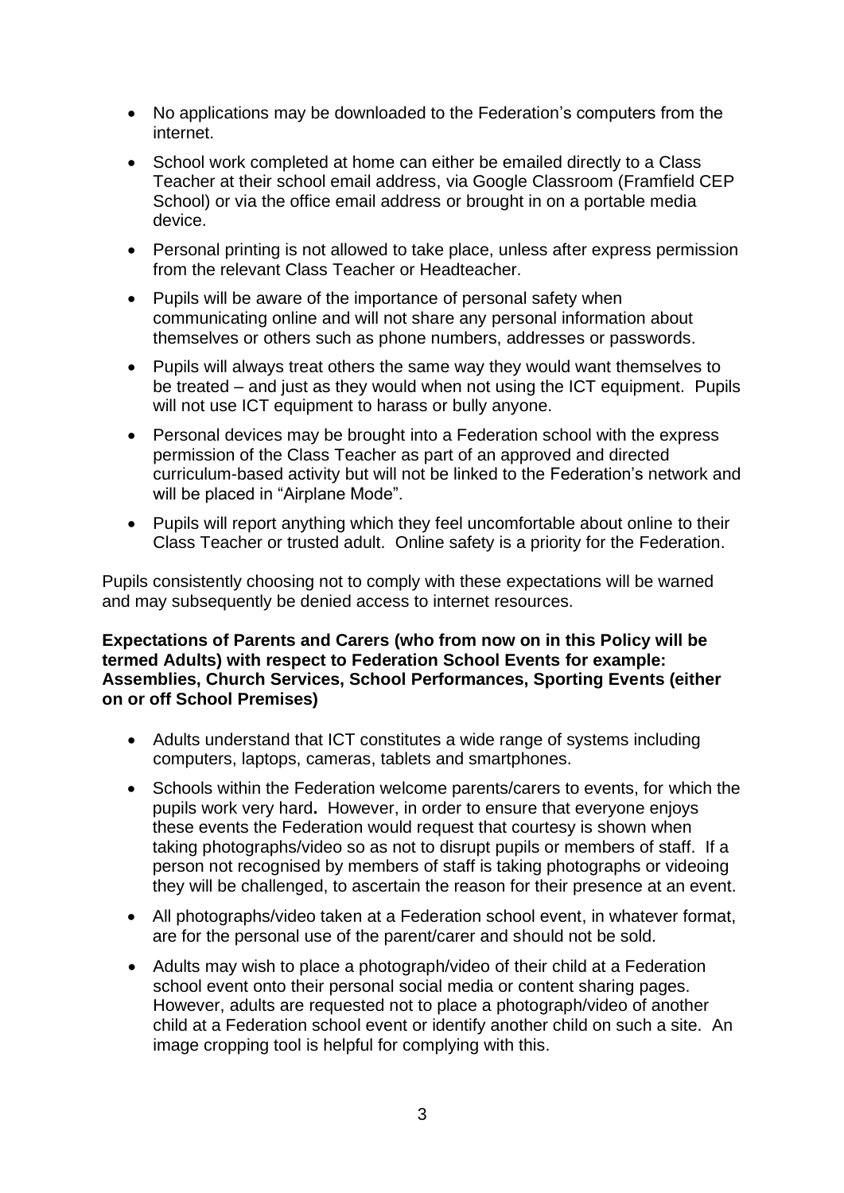- No applications may be downloaded to the Federation's computers from the internet.
- School work completed at home can either be emailed directly to a Class Teacher at their school email address, via Google Classroom (Framfield CEP School) or via the office email address or brought in on a portable media device.
- Personal printing is not allowed to take place, unless after express permission from the relevant Class Teacher or Headteacher.
- Pupils will be aware of the importance of personal safety when communicating online and will not share any personal information about themselves or others such as phone numbers, addresses or passwords.
- Pupils will always treat others the same way they would want themselves to be treated – and just as they would when not using the ICT equipment. Pupils will not use ICT equipment to harass or bully anyone.
- Personal devices may be brought into a Federation school with the express permission of the Class Teacher as part of an approved and directed curriculum-based activity but will not be linked to the Federation's network and will be placed in "Airplane Mode".
- Pupils will report anything which they feel uncomfortable about online to their Class Teacher or trusted adult. Online safety is a priority for the Federation.

Pupils consistently choosing not to comply with these expectations will be warned and may subsequently be denied access to internet resources.

**Expectations of Parents and Carers (who from now on in this Policy will be termed Adults) with respect to Federation School Events for example: Assemblies, Church Services, School Performances, Sporting Events (either on or off School Premises)**

- Adults understand that ICT constitutes a wide range of systems including computers, laptops, cameras, tablets and smartphones.
- Schools within the Federation welcome parents/carers to events, for which the pupils work very hard**.** However, in order to ensure that everyone enjoys these events the Federation would request that courtesy is shown when taking photographs/video so as not to disrupt pupils or members of staff. If a person not recognised by members of staff is taking photographs or videoing they will be challenged, to ascertain the reason for their presence at an event.
- All photographs/video taken at a Federation school event, in whatever format, are for the personal use of the parent/carer and should not be sold.
- Adults may wish to place a photograph/video of their child at a Federation school event onto their personal social media or content sharing pages. However, adults are requested not to place a photograph/video of another child at a Federation school event or identify another child on such a site. An image cropping tool is helpful for complying with this.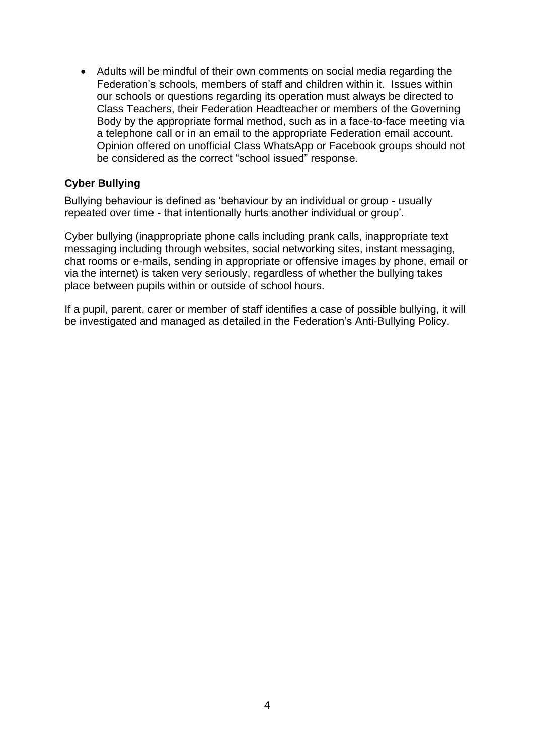- Adults will be mindful of their own comments on social media regarding the Federation's schools, members of staff and children within it. Issues within our schools or questions regarding its operation must always be directed to Class Teachers, their Federation Headteacher or members of the Governing Body by the appropriate formal method, such as in a face-to-face meeting via a telephone call or in an email to the appropriate Federation email account. Opinion offered on unofficial Class WhatsApp or Facebook groups should not be considered as the correct "school issued" response.

### Cyber Bullying

Bullying behaviour is defined as 'behaviour by an individual or group - usually repeated over time - that intentionally hurts another individual or group'.

Cyber bullying (inappropriate phone calls including prank calls, inappropriate text messaging including through websites, social networking sites, instant messaging, chat rooms or e-mails, sending in appropriate or offensive images by phone, email or via the internet) is taken very seriously, regardless of whether the bullying takes place between pupils within or outside of school hours.

If a pupil, parent, carer or member of staff identifies a case of possible bullying, it will be investigated and managed as detailed in the Federation's Anti-Bullying Policy.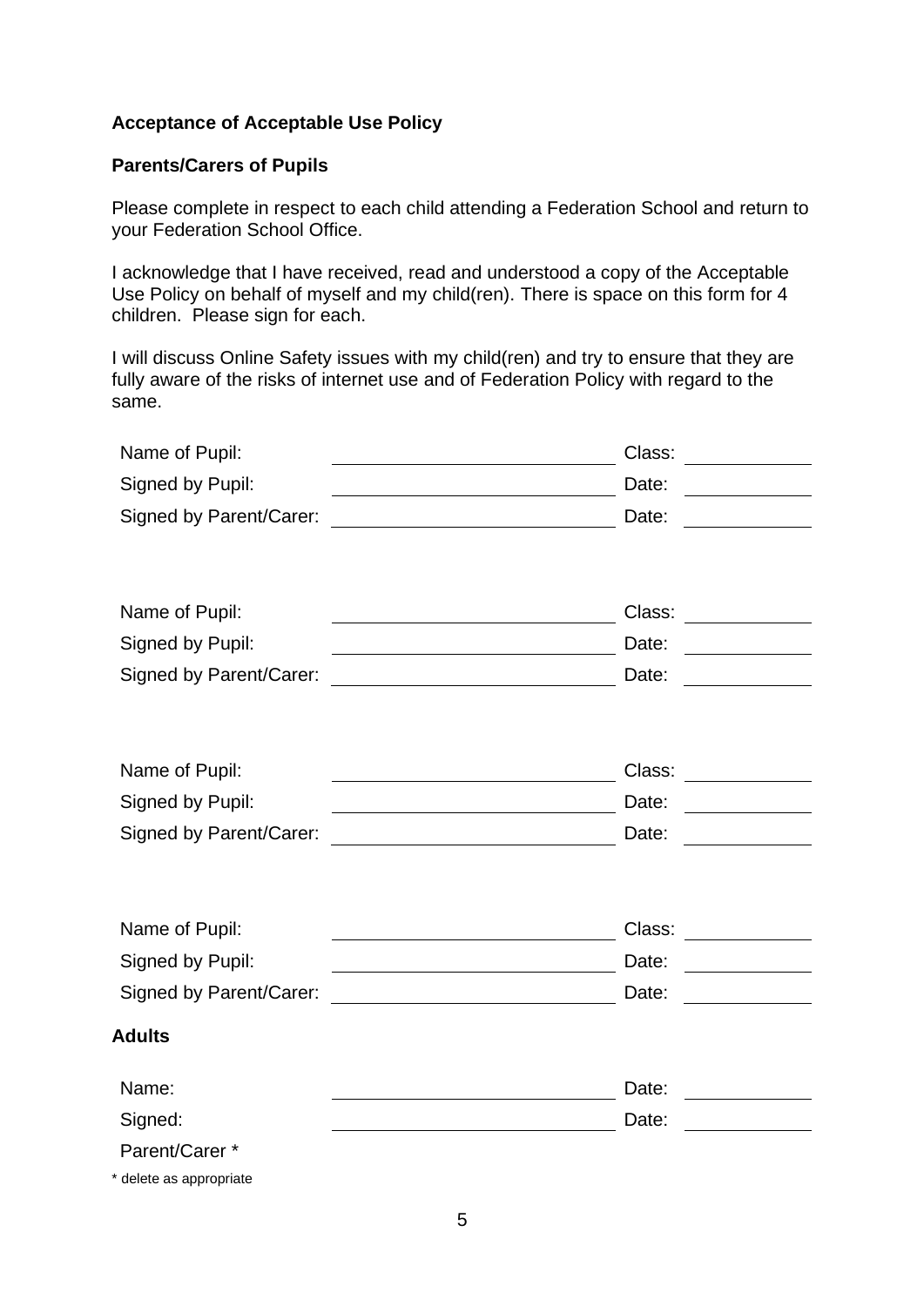**Acceptance of Acceptable Use Policy**

**Parents/Carers of Pupils**

Please complete in respect to each child attending a Federation School and return to your Federation School Office.

I acknowledge that I have received, read and understood a copy of the Acceptable Use Policy on behalf of myself and my child(ren). There is space on this form for 4 children. Please sign for each.

I will discuss Online Safety issues with my child(ren) and try to ensure that they are fully aware of the risks of internet use and of Federation Policy with regard to the same.

| | | | |
|---|---|---|---|
| Name of Pupil: | ____________________ | Class: | __________ |
| Signed by Pupil: | ____________________ | Date: | __________ |
| Signed by Parent/Carer: | ____________________ | Date: | __________ |

| | | | |
|---|---|---|---|
| Name of Pupil: | ____________________ | Class: | __________ |
| Signed by Pupil: | ____________________ | Date: | __________ |
| Signed by Parent/Carer: | ____________________ | Date: | __________ |

| | | | |
|---|---|---|---|
| Name of Pupil: | ____________________ | Class: | __________ |
| Signed by Pupil: | ____________________ | Date: | __________ |
| Signed by Parent/Carer: | ____________________ | Date: | __________ |

| | | | |
|---|---|---|---|
| Name of Pupil: | ____________________ | Class: | __________ |
| Signed by Pupil: | ____________________ | Date: | __________ |
| Signed by Parent/Carer: | ____________________ | Date: | __________ |

**Adults**

| | | | |
|---|---|---|---|
| Name: | ____________________ | Date: | __________ |
| Signed: | ____________________ | Date: | __________ |
| Parent/Carer * | | | |

* delete as appropriate